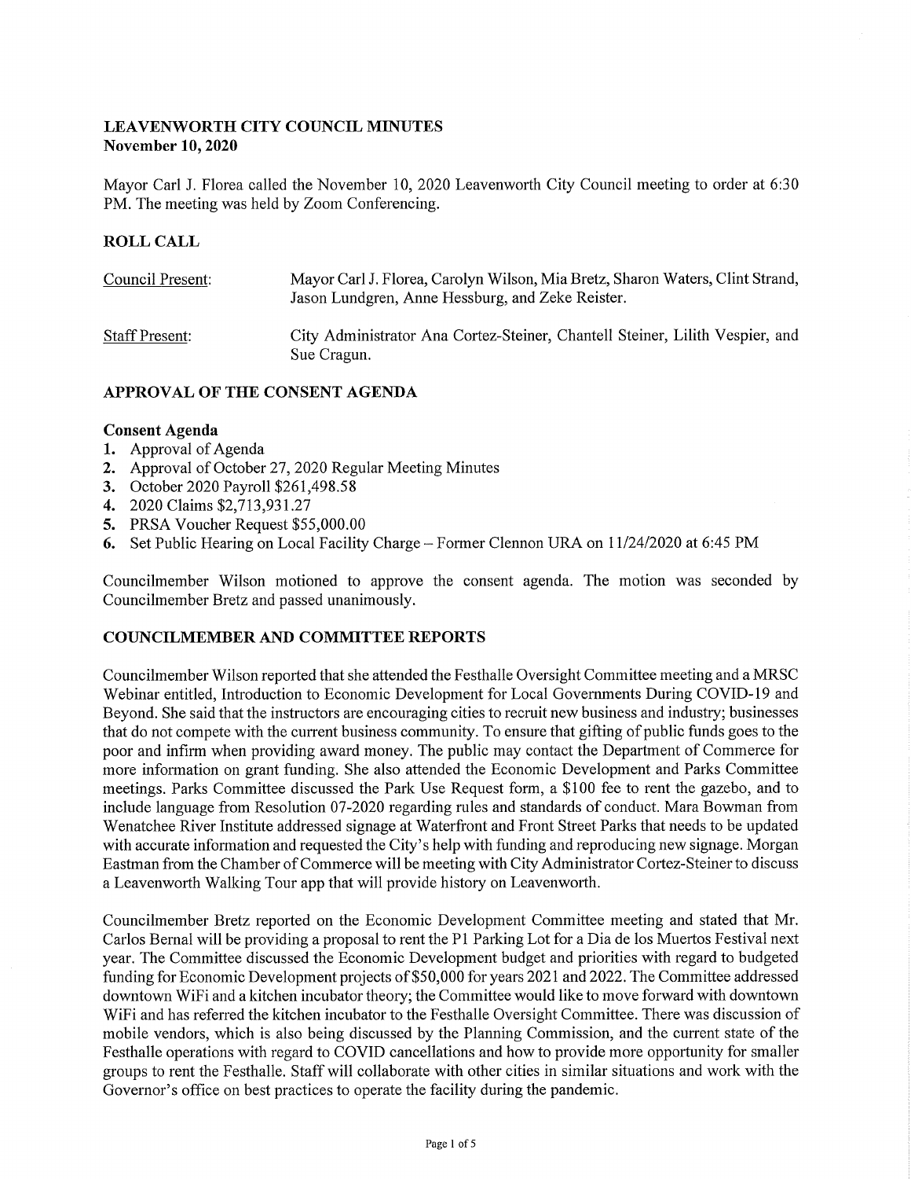# LEAVENWORTH CITY COUNCIL MINUTES
**November 10, 2020**

Mayor Carl J. Florea called the November 10, 2020 Leavenworth City Council meeting to order at 6:30 PM. The meeting was held by Zoom Conferencing.

## ROLL CALL

| | |
|---|---|
| Council Present: | Mayor Carl J. Florea, Carolyn Wilson, Mia Bretz, Sharon Waters, Clint Strand, Jason Lundgren, Anne Hessburg, and Zeke Reister. |
| Staff Present: | City Administrator Ana Cortez-Steiner, Chantell Steiner, Lilith Vespier, and Sue Cragun. |

## APPROVAL OF THE CONSENT AGENDA

### Consent Agenda

1. Approval of Agenda
2. Approval of October 27, 2020 Regular Meeting Minutes
3. October 2020 Payroll $261,498.58
4. 2020 Claims $2,713,931.27
5. PRSA Voucher Request $55,000.00
6. Set Public Hearing on Local Facility Charge – Former Clennon URA on 11/24/2020 at 6:45 PM

Councilmember Wilson motioned to approve the consent agenda. The motion was seconded by Councilmember Bretz and passed unanimously.

## COUNCILMEMBER AND COMMITTEE REPORTS

Councilmember Wilson reported that she attended the Festhalle Oversight Committee meeting and a MRSC Webinar entitled, Introduction to Economic Development for Local Governments During COVID-19 and Beyond. She said that the instructors are encouraging cities to recruit new business and industry; businesses that do not compete with the current business community. To ensure that gifting of public funds goes to the poor and infirm when providing award money. The public may contact the Department of Commerce for more information on grant funding. She also attended the Economic Development and Parks Committee meetings. Parks Committee discussed the Park Use Request form, a $100 fee to rent the gazebo, and to include language from Resolution 07-2020 regarding rules and standards of conduct. Mara Bowman from Wenatchee River Institute addressed signage at Waterfront and Front Street Parks that needs to be updated with accurate information and requested the City's help with funding and reproducing new signage. Morgan Eastman from the Chamber of Commerce will be meeting with City Administrator Cortez-Steiner to discuss a Leavenworth Walking Tour app that will provide history on Leavenworth.

Councilmember Bretz reported on the Economic Development Committee meeting and stated that Mr. Carlos Bernal will be providing a proposal to rent the P1 Parking Lot for a Dia de los Muertos Festival next year. The Committee discussed the Economic Development budget and priorities with regard to budgeted funding for Economic Development projects of $50,000 for years 2021 and 2022. The Committee addressed downtown WiFi and a kitchen incubator theory; the Committee would like to move forward with downtown WiFi and has referred the kitchen incubator to the Festhalle Oversight Committee. There was discussion of mobile vendors, which is also being discussed by the Planning Commission, and the current state of the Festhalle operations with regard to COVID cancellations and how to provide more opportunity for smaller groups to rent the Festhalle. Staff will collaborate with other cities in similar situations and work with the Governor's office on best practices to operate the facility during the pandemic.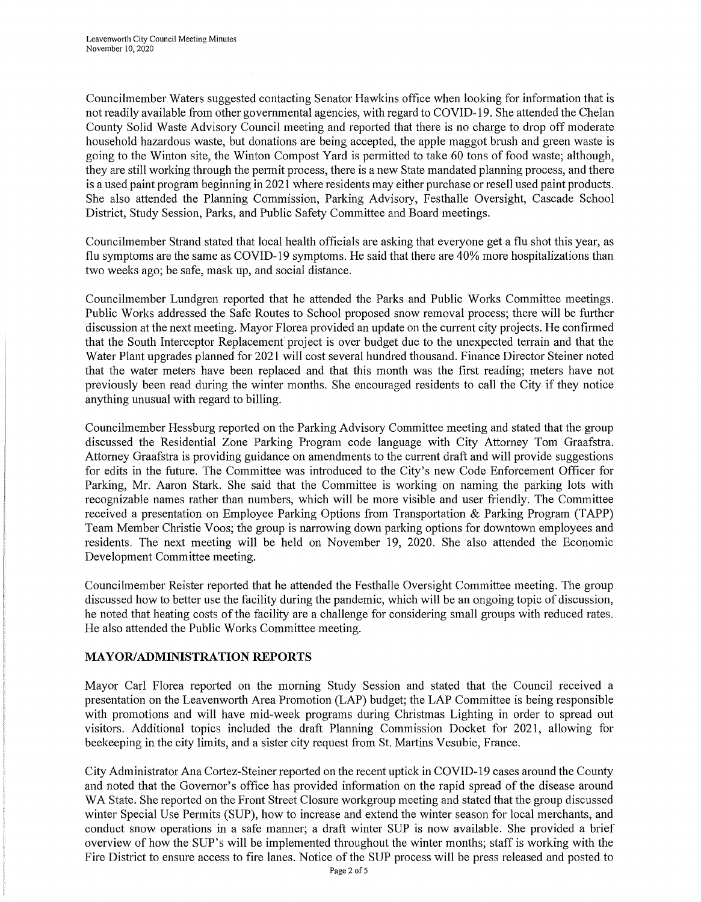Councilmember Waters suggested contacting Senator Hawkins office when looking for information that is not readily available from other governmental agencies, with regard to COVID-19. She attended the Chelan County Solid Waste Advisory Council meeting and reported that there is no charge to drop off moderate household hazardous waste, but donations are being accepted, the apple maggot brush and green waste is going to the Winton site, the Winton Compost Yard is permitted to take 60 tons of food waste; although, they are still working through the permit process, there is a new State mandated planning process, and there is a used paint program beginning in 2021 where residents may either purchase or resell used paint products. She also attended the Planning Commission, Parking Advisory, Festhalle Oversight, Cascade School District, Study Session, Parks, and Public Safety Committee and Board meetings.

Councilmember Strand stated that local health officials are asking that everyone get a flu shot this year, as flu symptoms are the same as COVID-19 symptoms. He said that there are 40% more hospitalizations than two weeks ago; be safe, mask up, and social distance.

Councilmember Lundgren reported that he attended the Parks and Public Works Committee meetings. Public Works addressed the Safe Routes to School proposed snow removal process; there will be further discussion at the next meeting. Mayor Florea provided an update on the current city projects. He confirmed that the South Interceptor Replacement project is over budget due to the unexpected terrain and that the Water Plant upgrades planned for 2021 will cost several hundred thousand. Finance Director Steiner noted that the water meters have been replaced and that this month was the first reading; meters have not previously been read during the winter months. She encouraged residents to call the City if they notice anything unusual with regard to billing.

Councilmember Hessburg reported on the Parking Advisory Committee meeting and stated that the group discussed the Residential Zone Parking Program code language with City Attorney Tom Graafstra. Attorney Graafstra is providing guidance on amendments to the current draft and will provide suggestions for edits in the future. The Committee was introduced to the City's new Code Enforcement Officer for Parking, Mr. Aaron Stark. She said that the Committee is working on naming the parking lots with recognizable names rather than numbers, which will be more visible and user friendly. The Committee received a presentation on Employee Parking Options from Transportation & Parking Program (TAPP) Team Member Christie Voos; the group is narrowing down parking options for downtown employees and residents. The next meeting will be held on November 19, 2020. She also attended the Economic Development Committee meeting.

Councilmember Reister reported that he attended the Festhalle Oversight Committee meeting. The group discussed how to better use the facility during the pandemic, which will be an ongoing topic of discussion, he noted that heating costs of the facility are a challenge for considering small groups with reduced rates. He also attended the Public Works Committee meeting.

## MAYOR/ADMINISTRATION REPORTS

Mayor Carl Florea reported on the morning Study Session and stated that the Council received a presentation on the Leavenworth Area Promotion (LAP) budget; the LAP Committee is being responsible with promotions and will have mid-week programs during Christmas Lighting in order to spread out visitors. Additional topics included the draft Planning Commission Docket for 2021, allowing for beekeeping in the city limits, and a sister city request from St. Martins Vesubie, France.

City Administrator Ana Cortez-Steiner reported on the recent uptick in COVID-19 cases around the County and noted that the Governor's office has provided information on the rapid spread of the disease around WA State. She reported on the Front Street Closure workgroup meeting and stated that the group discussed winter Special Use Permits (SUP), how to increase and extend the winter season for local merchants, and conduct snow operations in a safe manner; a draft winter SUP is now available. She provided a brief overview of how the SUP's will be implemented throughout the winter months; staff is working with the Fire District to ensure access to fire lanes. Notice of the SUP process will be press released and posted to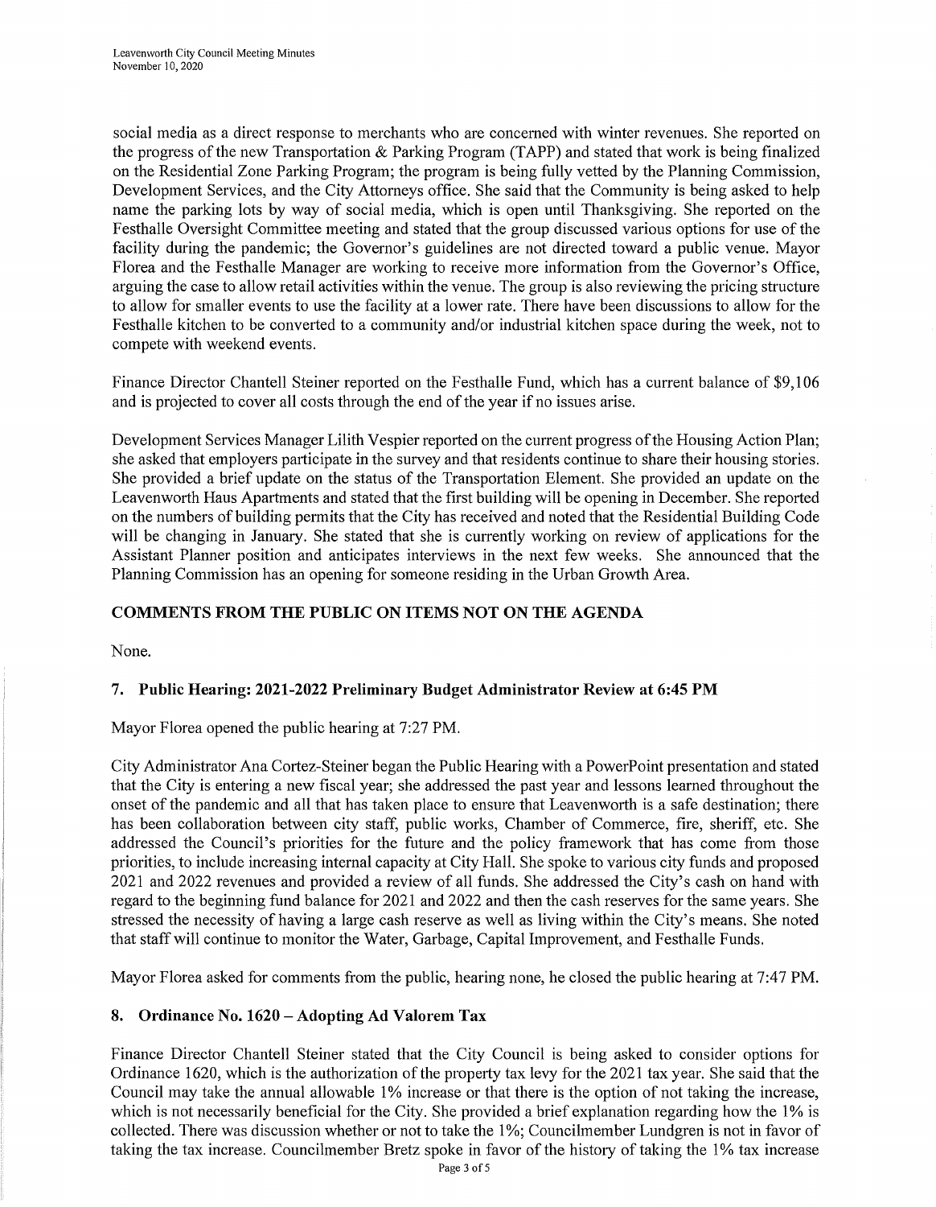social media as a direct response to merchants who are concerned with winter revenues. She reported on the progress of the new Transportation & Parking Program (TAPP) and stated that work is being finalized on the Residential Zone Parking Program; the program is being fully vetted by the Planning Commission, Development Services, and the City Attorneys office. She said that the Community is being asked to help name the parking lots by way of social media, which is open until Thanksgiving. She reported on the Festhalle Oversight Committee meeting and stated that the group discussed various options for use of the facility during the pandemic; the Governor's guidelines are not directed toward a public venue. Mayor Florea and the Festhalle Manager are working to receive more information from the Governor's Office, arguing the case to allow retail activities within the venue. The group is also reviewing the pricing structure to allow for smaller events to use the facility at a lower rate. There have been discussions to allow for the Festhalle kitchen to be converted to a community and/or industrial kitchen space during the week, not to compete with weekend events.

Finance Director Chantell Steiner reported on the Festhalle Fund, which has a current balance of $9,106 and is projected to cover all costs through the end of the year if no issues arise.

Development Services Manager Lilith Vespier reported on the current progress of the Housing Action Plan; she asked that employers participate in the survey and that residents continue to share their housing stories. She provided a brief update on the status of the Transportation Element. She provided an update on the Leavenworth Haus Apartments and stated that the first building will be opening in December. She reported on the numbers of building permits that the City has received and noted that the Residential Building Code will be changing in January. She stated that she is currently working on review of applications for the Assistant Planner position and anticipates interviews in the next few weeks. She announced that the Planning Commission has an opening for someone residing in the Urban Growth Area.

## COMMENTS FROM THE PUBLIC ON ITEMS NOT ON THE AGENDA

None.

## 7. Public Hearing: 2021-2022 Preliminary Budget Administrator Review at 6:45 PM

Mayor Florea opened the public hearing at 7:27 PM.

City Administrator Ana Cortez-Steiner began the Public Hearing with a PowerPoint presentation and stated that the City is entering a new fiscal year; she addressed the past year and lessons learned throughout the onset of the pandemic and all that has taken place to ensure that Leavenworth is a safe destination; there has been collaboration between city staff, public works, Chamber of Commerce, fire, sheriff, etc. She addressed the Council's priorities for the future and the policy framework that has come from those priorities, to include increasing internal capacity at City Hall. She spoke to various city funds and proposed 2021 and 2022 revenues and provided a review of all funds. She addressed the City's cash on hand with regard to the beginning fund balance for 2021 and 2022 and then the cash reserves for the same years. She stressed the necessity of having a large cash reserve as well as living within the City's means. She noted that staff will continue to monitor the Water, Garbage, Capital Improvement, and Festhalle Funds.

Mayor Florea asked for comments from the public, hearing none, he closed the public hearing at 7:47 PM.

## 8. Ordinance No. 1620 – Adopting Ad Valorem Tax

Finance Director Chantell Steiner stated that the City Council is being asked to consider options for Ordinance 1620, which is the authorization of the property tax levy for the 2021 tax year. She said that the Council may take the annual allowable 1% increase or that there is the option of not taking the increase, which is not necessarily beneficial for the City. She provided a brief explanation regarding how the 1% is collected. There was discussion whether or not to take the 1%; Councilmember Lundgren is not in favor of taking the tax increase. Councilmember Bretz spoke in favor of the history of taking the 1% tax increase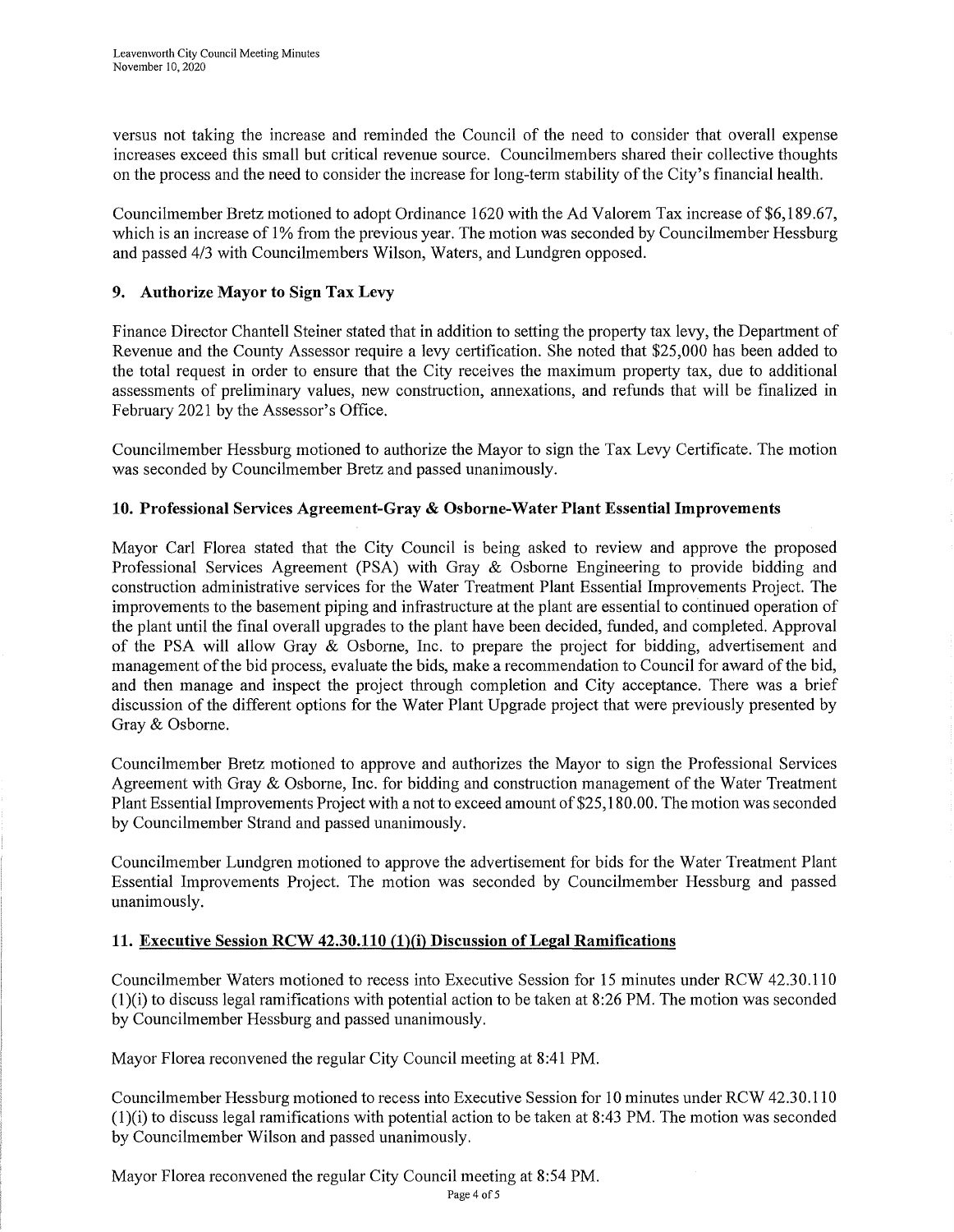versus not taking the increase and reminded the Council of the need to consider that overall expense increases exceed this small but critical revenue source. Councilmembers shared their collective thoughts on the process and the need to consider the increase for long-term stability of the City's financial health.

Councilmember Bretz motioned to adopt Ordinance 1620 with the Ad Valorem Tax increase of $6,189.67, which is an increase of 1% from the previous year. The motion was seconded by Councilmember Hessburg and passed 4/3 with Councilmembers Wilson, Waters, and Lundgren opposed.

### 9. Authorize Mayor to Sign Tax Levy

Finance Director Chantell Steiner stated that in addition to setting the property tax levy, the Department of Revenue and the County Assessor require a levy certification. She noted that $25,000 has been added to the total request in order to ensure that the City receives the maximum property tax, due to additional assessments of preliminary values, new construction, annexations, and refunds that will be finalized in February 2021 by the Assessor's Office.

Councilmember Hessburg motioned to authorize the Mayor to sign the Tax Levy Certificate. The motion was seconded by Councilmember Bretz and passed unanimously.

### 10. Professional Services Agreement-Gray & Osborne-Water Plant Essential Improvements

Mayor Carl Florea stated that the City Council is being asked to review and approve the proposed Professional Services Agreement (PSA) with Gray & Osborne Engineering to provide bidding and construction administrative services for the Water Treatment Plant Essential Improvements Project. The improvements to the basement piping and infrastructure at the plant are essential to continued operation of the plant until the final overall upgrades to the plant have been decided, funded, and completed. Approval of the PSA will allow Gray & Osborne, Inc. to prepare the project for bidding, advertisement and management of the bid process, evaluate the bids, make a recommendation to Council for award of the bid, and then manage and inspect the project through completion and City acceptance. There was a brief discussion of the different options for the Water Plant Upgrade project that were previously presented by Gray & Osborne.

Councilmember Bretz motioned to approve and authorizes the Mayor to sign the Professional Services Agreement with Gray & Osborne, Inc. for bidding and construction management of the Water Treatment Plant Essential Improvements Project with a not to exceed amount of $25,180.00. The motion was seconded by Councilmember Strand and passed unanimously.

Councilmember Lundgren motioned to approve the advertisement for bids for the Water Treatment Plant Essential Improvements Project. The motion was seconded by Councilmember Hessburg and passed unanimously.

### 11. Executive Session RCW 42.30.110 (1)(i) Discussion of Legal Ramifications

Councilmember Waters motioned to recess into Executive Session for 15 minutes under RCW 42.30.110 (1)(i) to discuss legal ramifications with potential action to be taken at 8:26 PM. The motion was seconded by Councilmember Hessburg and passed unanimously.

Mayor Florea reconvened the regular City Council meeting at 8:41 PM.

Councilmember Hessburg motioned to recess into Executive Session for 10 minutes under RCW 42.30.110 (1)(i) to discuss legal ramifications with potential action to be taken at 8:43 PM. The motion was seconded by Councilmember Wilson and passed unanimously.

Mayor Florea reconvened the regular City Council meeting at 8:54 PM.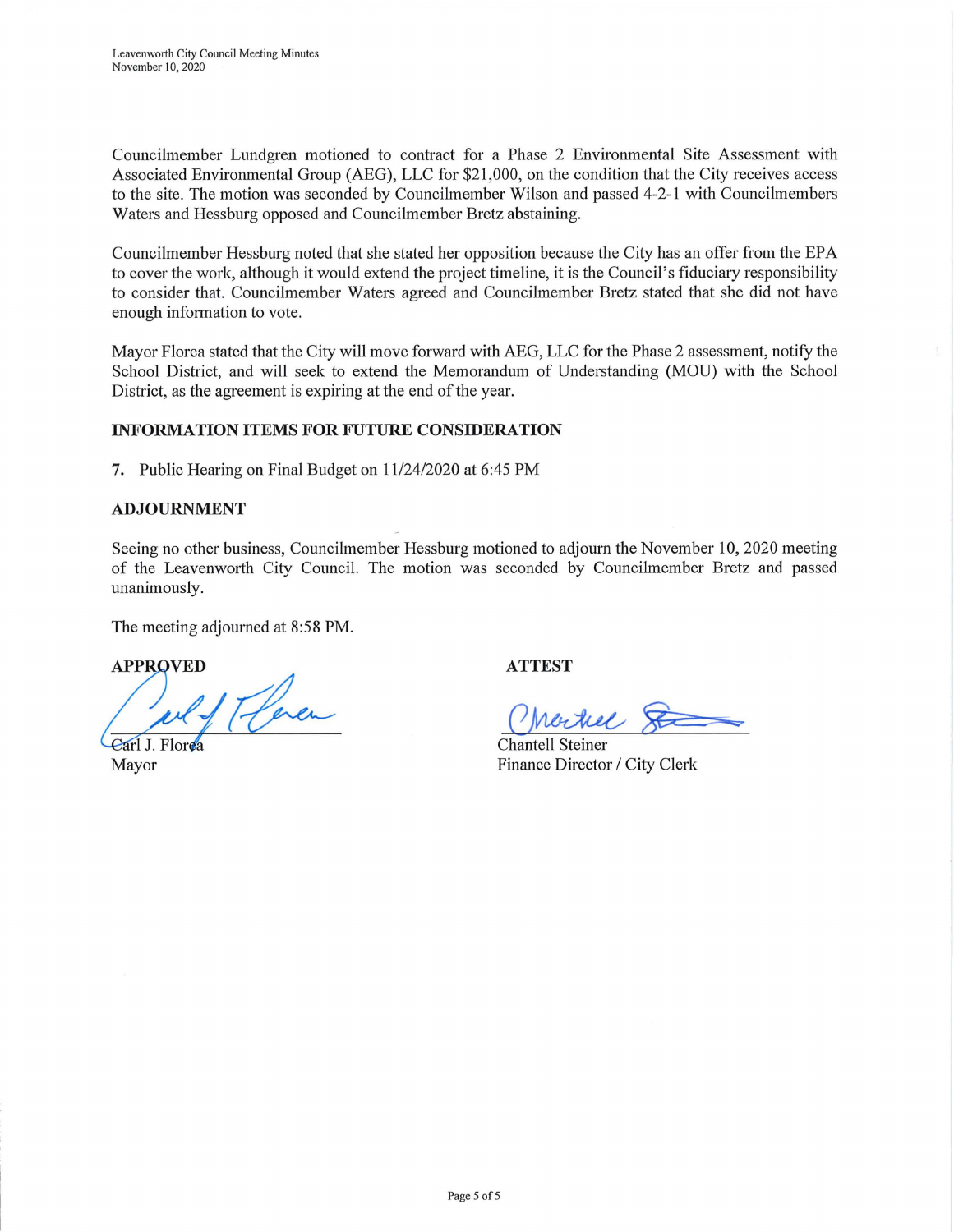Councilmember Lundgren motioned to contract for a Phase 2 Environmental Site Assessment with Associated Environmental Group (AEG), LLC for $21,000, on the condition that the City receives access to the site. The motion was seconded by Councilmember Wilson and passed 4-2-1 with Councilmembers Waters and Hessburg opposed and Councilmember Bretz abstaining.

Councilmember Hessburg noted that she stated her opposition because the City has an offer from the EPA to cover the work, although it would extend the project timeline, it is the Council's fiduciary responsibility to consider that. Councilmember Waters agreed and Councilmember Bretz stated that she did not have enough information to vote.

Mayor Florea stated that the City will move forward with AEG, LLC for the Phase 2 assessment, notify the School District, and will seek to extend the Memorandum of Understanding (MOU) with the School District, as the agreement is expiring at the end of the year.

**INFORMATION ITEMS FOR FUTURE CONSIDERATION**

7. Public Hearing on Final Budget on 11/24/2020 at 6:45 PM

**ADJOURNMENT**

Seeing no other business, Councilmember Hessburg motioned to adjourn the November 10, 2020 meeting of the Leavenworth City Council. The motion was seconded by Councilmember Bretz and passed unanimously.

The meeting adjourned at 8:58 PM.

**APPROVED**

Carl J. Florea
Mayor

**ATTEST**

Chantell Steiner
Finance Director / City Clerk